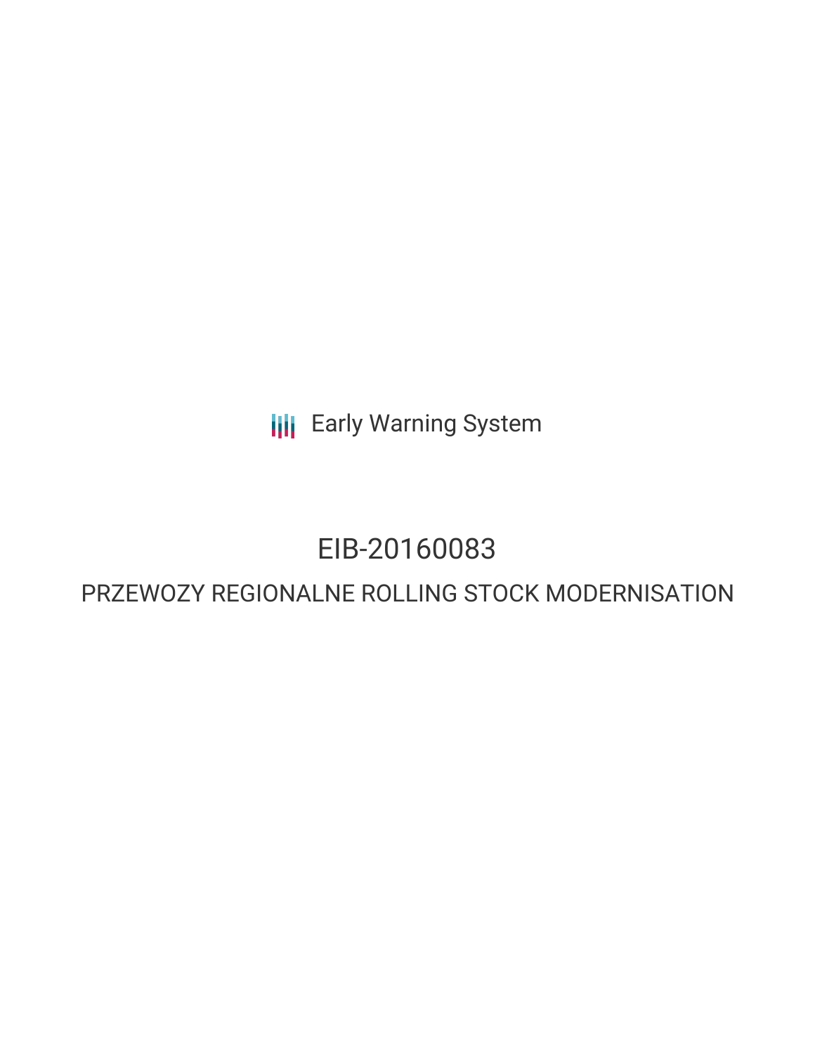Early Warning System

# EIB-20160083

## PRZEWOZY REGIONALNE ROLLING STOCK MODERNISATION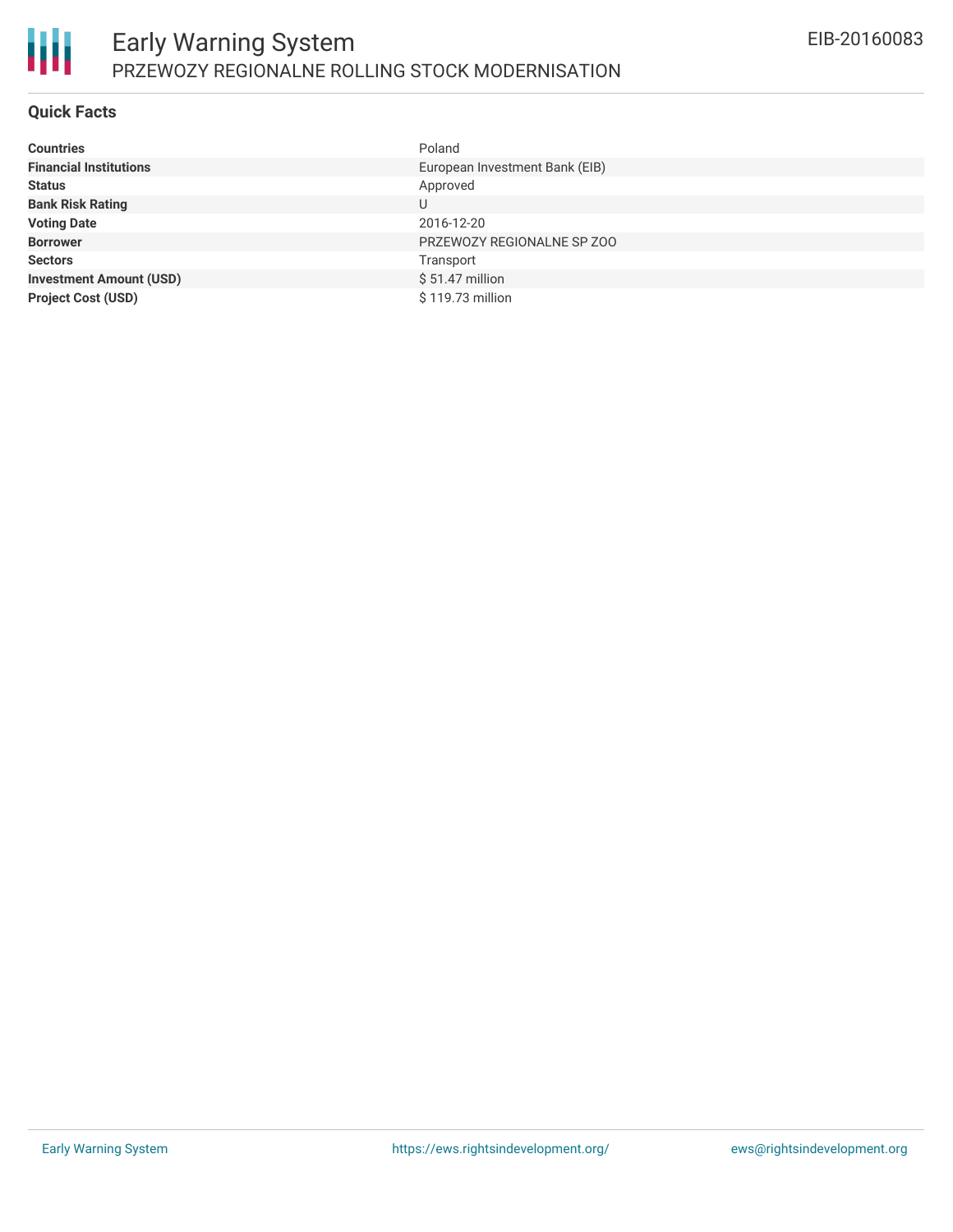## Quick Facts

| | |
|---|---|
| **Countries** | Poland |
| **Financial Institutions** | European Investment Bank (EIB) |
| **Status** | Approved |
| **Bank Risk Rating** | U |
| **Voting Date** | 2016-12-20 |
| **Borrower** | PRZEWOZY REGIONALNE SP ZOO |
| **Sectors** | Transport |
| **Investment Amount (USD)** | $ 51.47 million |
| **Project Cost (USD)** | $ 119.73 million |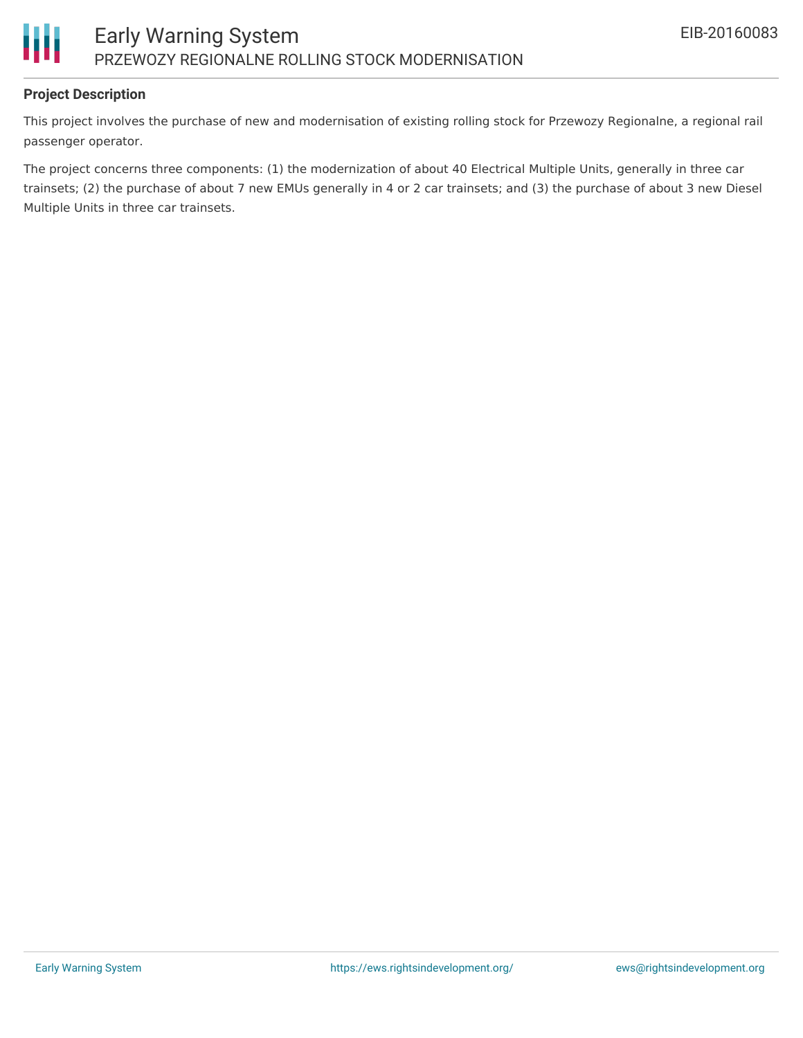**Project Description**

This project involves the purchase of new and modernisation of existing rolling stock for Przewozy Regionalne, a regional rail passenger operator.

The project concerns three components: (1) the modernization of about 40 Electrical Multiple Units, generally in three car trainsets; (2) the purchase of about 7 new EMUs generally in 4 or 2 car trainsets; and (3) the purchase of about 3 new Diesel Multiple Units in three car trainsets.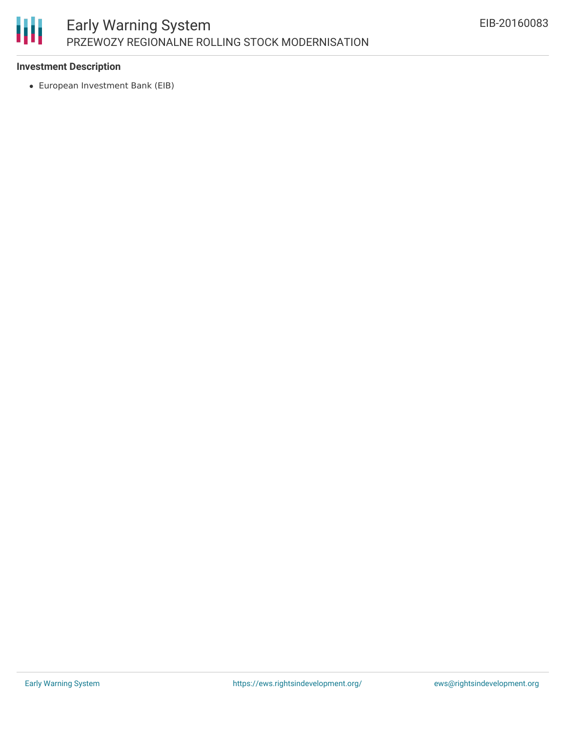### Investment Description

- European Investment Bank (EIB)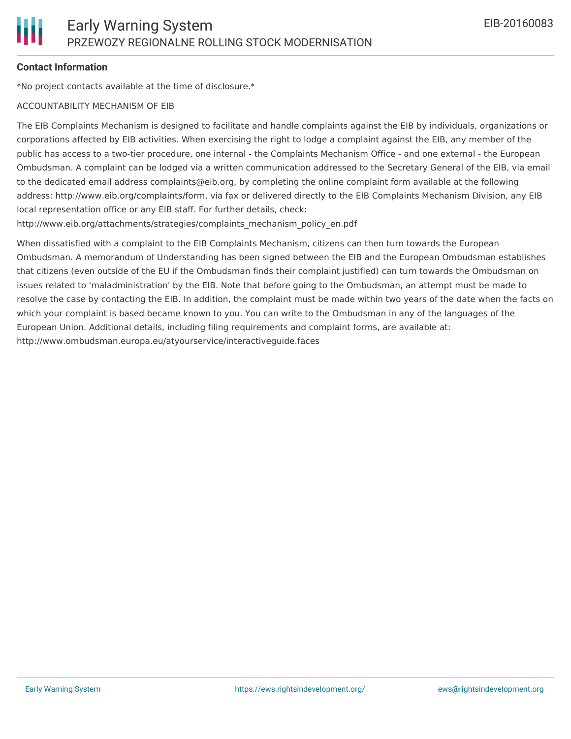**Contact Information**

*No project contacts available at the time of disclosure.*

ACCOUNTABILITY MECHANISM OF EIB

The EIB Complaints Mechanism is designed to facilitate and handle complaints against the EIB by individuals, organizations or corporations affected by EIB activities. When exercising the right to lodge a complaint against the EIB, any member of the public has access to a two-tier procedure, one internal - the Complaints Mechanism Office - and one external - the European Ombudsman. A complaint can be lodged via a written communication addressed to the Secretary General of the EIB, via email to the dedicated email address complaints@eib.org, by completing the online complaint form available at the following address: http://www.eib.org/complaints/form, via fax or delivered directly to the EIB Complaints Mechanism Division, any EIB local representation office or any EIB staff. For further details, check: http://www.eib.org/attachments/strategies/complaints_mechanism_policy_en.pdf

When dissatisfied with a complaint to the EIB Complaints Mechanism, citizens can then turn towards the European Ombudsman. A memorandum of Understanding has been signed between the EIB and the European Ombudsman establishes that citizens (even outside of the EU if the Ombudsman finds their complaint justified) can turn towards the Ombudsman on issues related to 'maladministration' by the EIB. Note that before going to the Ombudsman, an attempt must be made to resolve the case by contacting the EIB. In addition, the complaint must be made within two years of the date when the facts on which your complaint is based became known to you. You can write to the Ombudsman in any of the languages of the European Union. Additional details, including filing requirements and complaint forms, are available at: http://www.ombudsman.europa.eu/atyourservice/interactiveguide.faces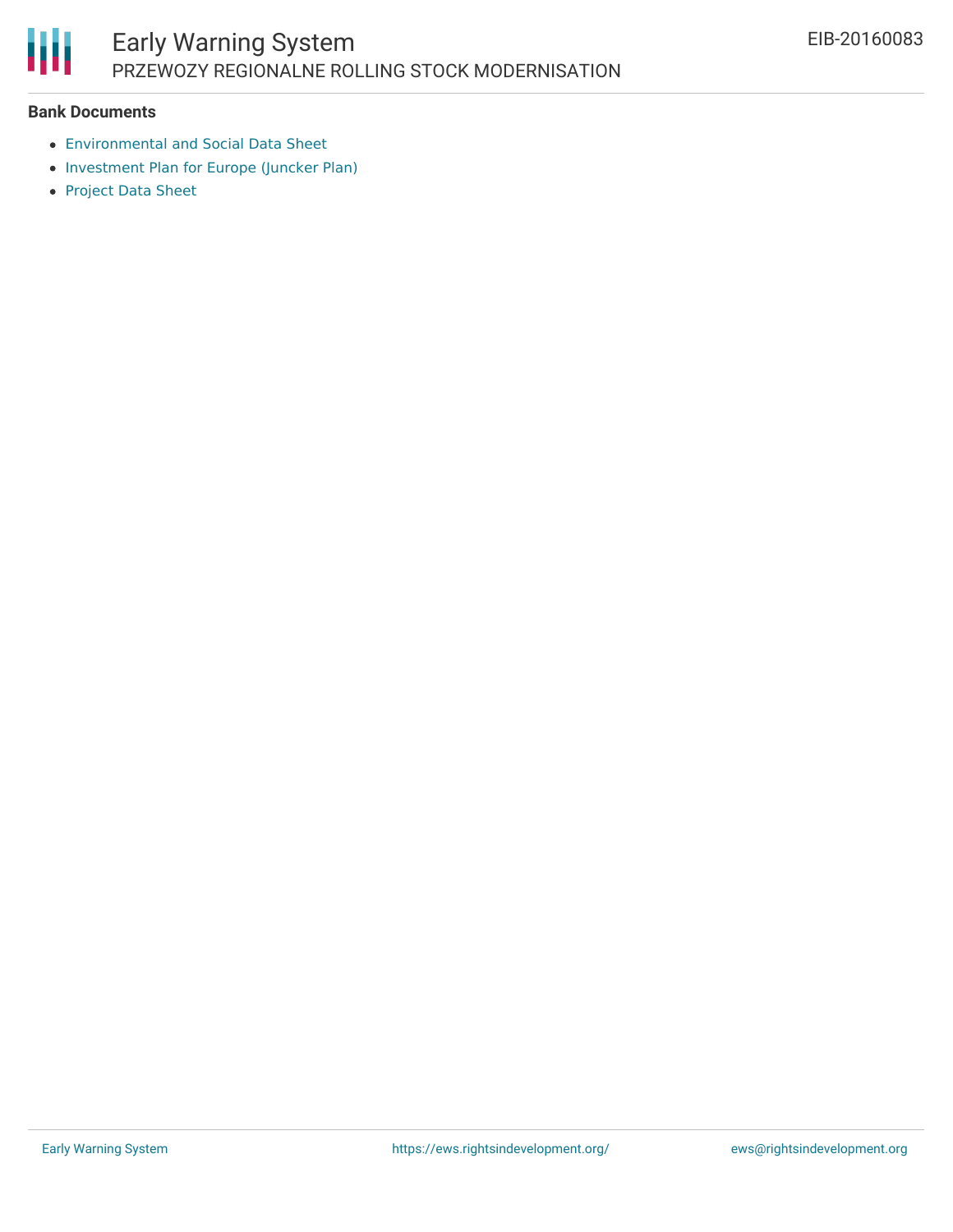**Bank Documents**

- Environmental and Social Data Sheet
- Investment Plan for Europe (Juncker Plan)
- Project Data Sheet